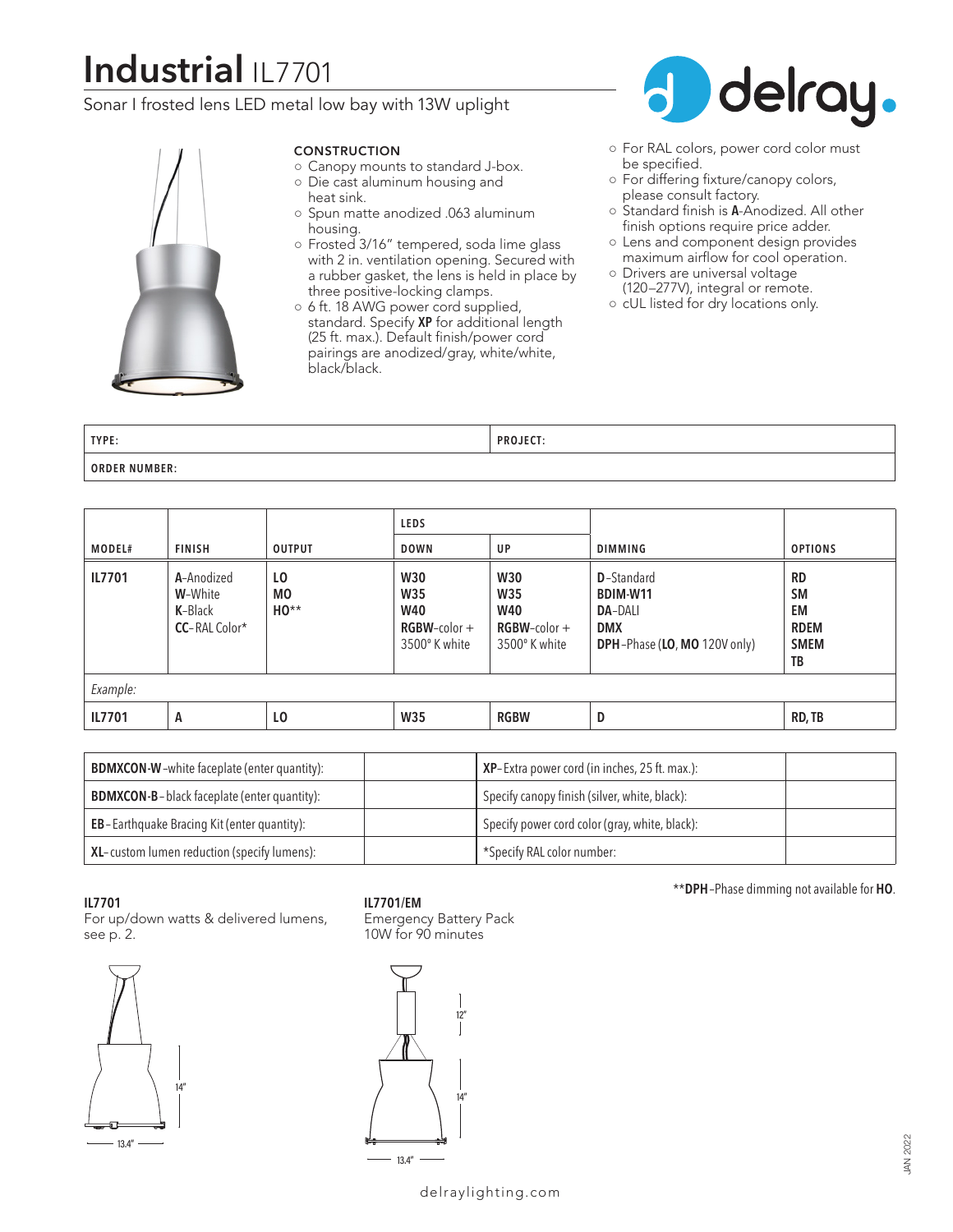# Industrial IL7701

Sonar I frosted lens LED metal low bay with 13W uplight

delray.

### CONSTRUCTION

- Canopy mounts to standard J-box.
- Die cast aluminum housing and heat sink.
- Spun matte anodized .063 aluminum housing.
- Frosted 3/16" tempered, soda lime glass with 2 in. ventilation opening. Secured with a rubber gasket, the lens is held in place by three positive-locking clamps.
- 6 ft. 18 AWG power cord supplied, standard. Specify **XP** for additional length (25 ft. max.). Default finish/power cord pairings are anodized/gray, white/white, black/black.
- For RAL colors, power cord color must be specified.
- For differing fixture/canopy colors, please consult factory.
- Standard finish is **A**-Anodized. All other finish options require price adder.
- Lens and component design provides maximum airflow for cool operation.
- Drivers are universal voltage (120–277V), integral or remote.
- cUL listed for dry locations only.

| TYPE: | PROJECT: |
|---|---|
| ORDER NUMBER: | |

| | | | LEDS | | | |
|---|---|---|---|---|---|---|
| MODEL# | FINISH | OUTPUT | DOWN | UP | DIMMING | OPTIONS |
| **IL7701** | **A**-Anodized<br>**W**-White<br>**K**-Black<br>**CC**-RAL Color* | **LO**<br>**MO**<br>**HO****| **W30**<br>**W35**<br>**W40**<br>**RGBW**-color + 3500° K white | **W30**<br>**W35**<br>**W40**<br>**RGBW**-color + 3500° K white | **D**-Standard<br>**BDIM-W11**<br>**DA**-DALI<br>**DMX**<br>**DPH**-Phase (**LO**, **MO** 120V only) | **RD**<br>**SM**<br>**EM**<br>**RDEM**<br>**SMEM**<br>**TB** |
| *Example:* | | | | | | |
| **IL7701** | **A** | **LO** | **W35** | **RGBW** | **D** | **RD, TB** |

| | | | |
|---|---|---|---|
| **BDMXCON-W**-white faceplate (enter quantity): | | **XP**-Extra power cord (in inches, 25 ft. max.): | |
| **BDMXCON-B**-black faceplate (enter quantity): | | Specify canopy finish (silver, white, black): | |
| **EB**-Earthquake Bracing Kit (enter quantity): | | Specify power cord color (gray, white, black): | |
| **XL**-custom lumen reduction (specify lumens): | | *Specify RAL color number: | |

****DPH**-Phase dimming not available for **HO**.

**IL7701**
For up/down watts & delivered lumens, see p. 2.

14"
13.4"

**IL7701/EM**
Emergency Battery Pack
10W for 90 minutes

12"
14"
13.4"

delraylighting.com

JAN 2022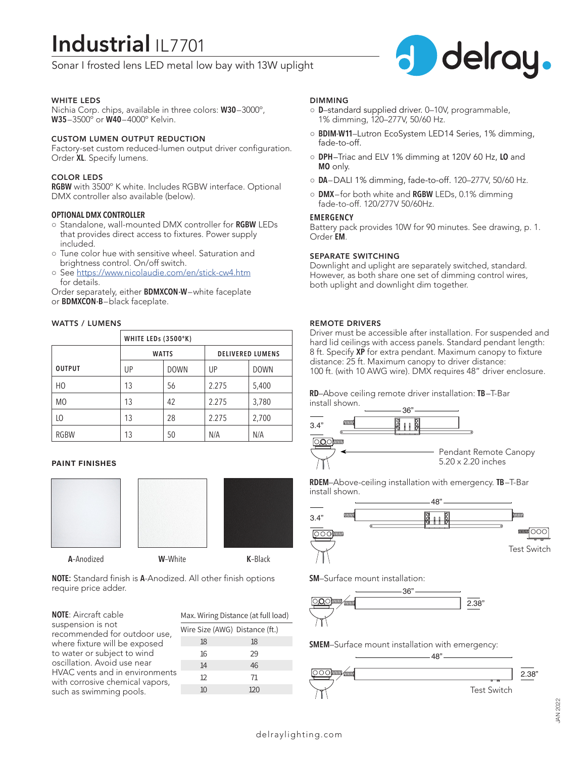# Industrial IL7701

Sonar I frosted lens LED metal low bay with 13W uplight

delray.

### WHITE LEDS

Nichia Corp. chips, available in three colors: **W30**–3000°, **W35**–3500° or **W40**–4000° Kelvin.

### CUSTOM LUMEN OUTPUT REDUCTION

Factory-set custom reduced-lumen output driver configuration. Order **XL**. Specify lumens.

### COLOR LEDS

**RGBW** with 3500° K white. Includes RGBW interface. Optional DMX controller also available (below).

### OPTIONAL DMX CONTROLLER

- Standalone, wall-mounted DMX controller for **RGBW** LEDs that provides direct access to fixtures. Power supply included.
- Tune color hue with sensitive wheel. Saturation and brightness control. On/off switch.
- See https://www.nicolaudie.com/en/stick-cw4.htm for details.

Order separately, either **BDMXCON-W**–white faceplate or **BDMXCON-B**–black faceplate.

### WATTS / LUMENS

| | WHITE LEDs (3500°K) | | | |
|---|---|---|---|---|
| | WATTS | | DELIVERED LUMENS | |
| OUTPUT | UP | DOWN | UP | DOWN |
| HO | 13 | 56 | 2.275 | 5,400 |
| MO | 13 | 42 | 2.275 | 3,780 |
| LO | 13 | 28 | 2.275 | 2,700 |
| RGBW | 13 | 50 | N/A | N/A |

### PAINT FINISHES

**A**-Anodized

**W**-White

**K**-Black

**NOTE:** Standard finish is **A**-Anodized. All other finish options require price adder.

**NOTE**: Aircraft cable suspension is not recommended for outdoor use, where fixture will be exposed to wind or subject to wind oscillation. Avoid use near HVAC vents and in environments with corrosive chemical vapors, such as swimming pools.

Max. Wiring Distance (at full load)

| Wire Size (AWG) | Distance (ft.) |
|---|---|
| 18 | 18 |
| 16 | 29 |
| 14 | 46 |
| 12 | 71 |
| 10 | 120 |

### DIMMING

- **D**–standard supplied driver. 0–10V, programmable, 1% dimming, 120–277V, 50/60 Hz.
- **BDIM-W11**–Lutron EcoSystem LED14 Series, 1% dimming, fade-to-off.
- **DPH**–Triac and ELV 1% dimming at 120V 60 Hz, **LO** and **MO** only.
- **DA**–DALI 1% dimming, fade-to-off. 120–277V, 50/60 Hz.
- **DMX**–for both white and **RGBW** LEDs, 0.1% dimming fade-to-off. 120/277V 50/60Hz.

### EMERGENCY

Battery pack provides 10W for 90 minutes. See drawing, p. 1. Order **EM**.

### SEPARATE SWITCHING

Downlight and uplight are separately switched, standard. However, as both share one set of dimming control wires, both uplight and downlight dim together.

### REMOTE DRIVERS

Driver must be accessible after installation. For suspended and hard lid ceilings with access panels. Standard pendant length: 8 ft. Specify **XP** for extra pendant. Maximum canopy to fixture distance: 25 ft. Maximum canopy to driver distance: 100 ft. (with 10 AWG wire). DMX requires 48" driver enclosure.

**RD**–Above ceiling remote driver installation: **TB**–T-Bar install shown.

36"

3.4"

Pendant Remote Canopy
5.20 x 2.20 inches

**RDEM**–Above-ceiling installation with emergency. **TB**–T-Bar install shown.

48"

3.4"

Test Switch

**SM**–Surface mount installation:

36"

2.38"

**SMEM**–Surface mount installation with emergency:

48"

2.38"

Test Switch

JAN 2022

delraylighting.com